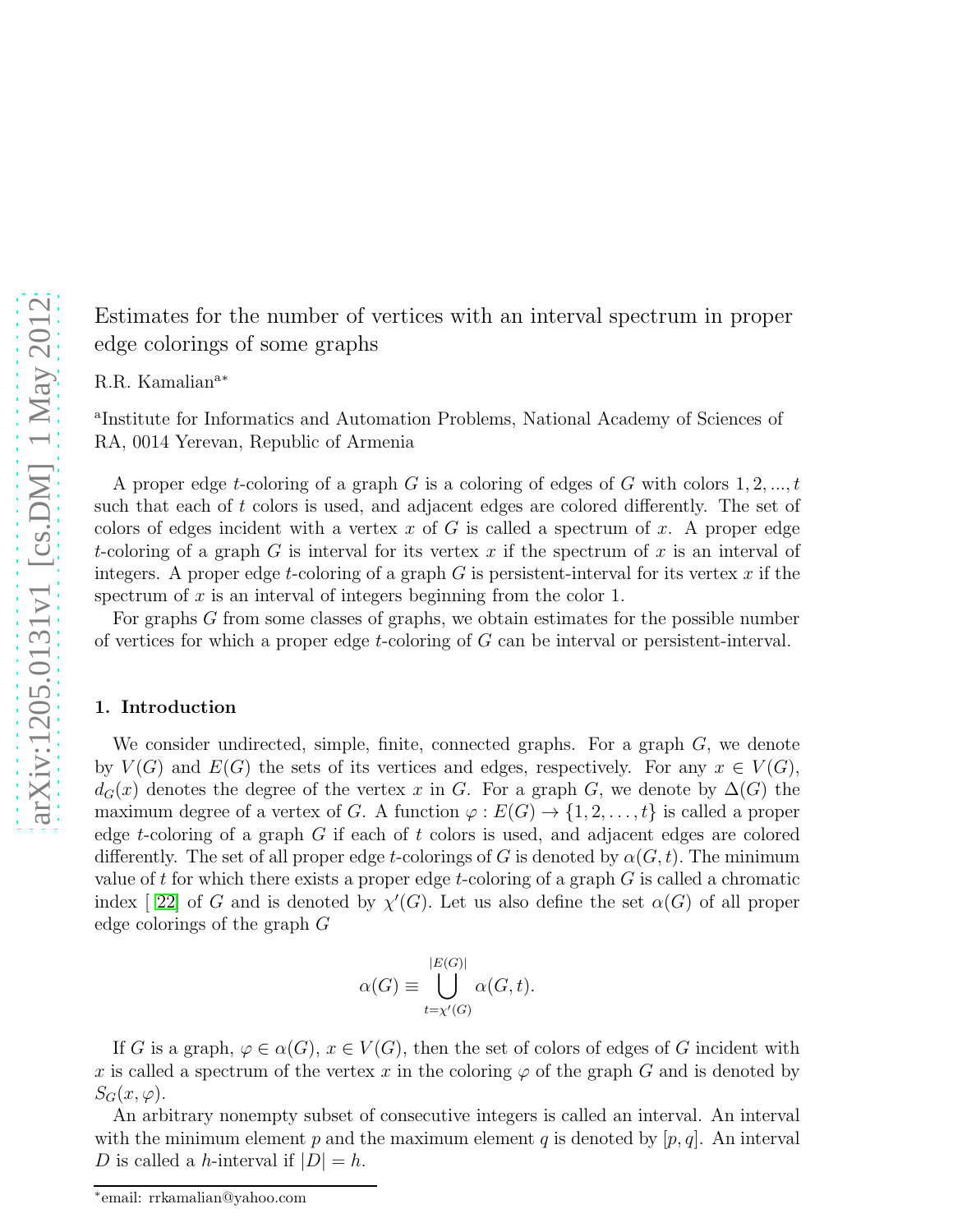# Estimates for the number of vertices with an interval spectrum in proper edge colorings of some graphs

R.R. Kamalian[a*]

[a]Institute for Informatics and Automation Problems, National Academy of Sciences of RA, 0014 Yerevan, Republic of Armenia

A proper edge $t$-coloring of a graph $G$ is a coloring of edges of $G$ with colors $1, 2, ..., t$ such that each of $t$ colors is used, and adjacent edges are colored differently. The set of colors of edges incident with a vertex $x$ of $G$ is called a spectrum of $x$. A proper edge $t$-coloring of a graph $G$ is interval for its vertex $x$ if the spectrum of $x$ is an interval of integers. A proper edge $t$-coloring of a graph $G$ is persistent-interval for its vertex $x$ if the spectrum of $x$ is an interval of integers beginning from the color 1.

For graphs $G$ from some classes of graphs, we obtain estimates for the possible number of vertices for which a proper edge $t$-coloring of $G$ can be interval or persistent-interval.

## 1. Introduction

We consider undirected, simple, finite, connected graphs. For a graph $G$, we denote by $V(G)$ and $E(G)$ the sets of its vertices and edges, respectively. For any $x \in V(G)$, $d_G(x)$ denotes the degree of the vertex $x$ in $G$. For a graph $G$, we denote by $\Delta(G)$ the maximum degree of a vertex of $G$. A function $\varphi : E(G) \to \{1, 2, \ldots, t\}$ is called a proper edge $t$-coloring of a graph $G$ if each of $t$ colors is used, and adjacent edges are colored differently. The set of all proper edge $t$-colorings of $G$ is denoted by $\alpha(G, t)$. The minimum value of $t$ for which there exists a proper edge $t$-coloring of a graph $G$ is called a chromatic index [22] of $G$ and is denoted by $\chi'(G)$. Let us also define the set $\alpha(G)$ of all proper edge colorings of the graph $G$

$$\alpha(G) \equiv \bigcup_{t=\chi'(G)}^{|E(G)|} \alpha(G, t).$$

If $G$ is a graph, $\varphi \in \alpha(G)$, $x \in V(G)$, then the set of colors of edges of $G$ incident with $x$ is called a spectrum of the vertex $x$ in the coloring $\varphi$ of the graph $G$ and is denoted by $S_G(x, \varphi)$.

An arbitrary nonempty subset of consecutive integers is called an interval. An interval with the minimum element $p$ and the maximum element $q$ is denoted by $[p, q]$. An interval $D$ is called a $h$-interval if $|D| = h$.

*email: rrkamalian@yahoo.com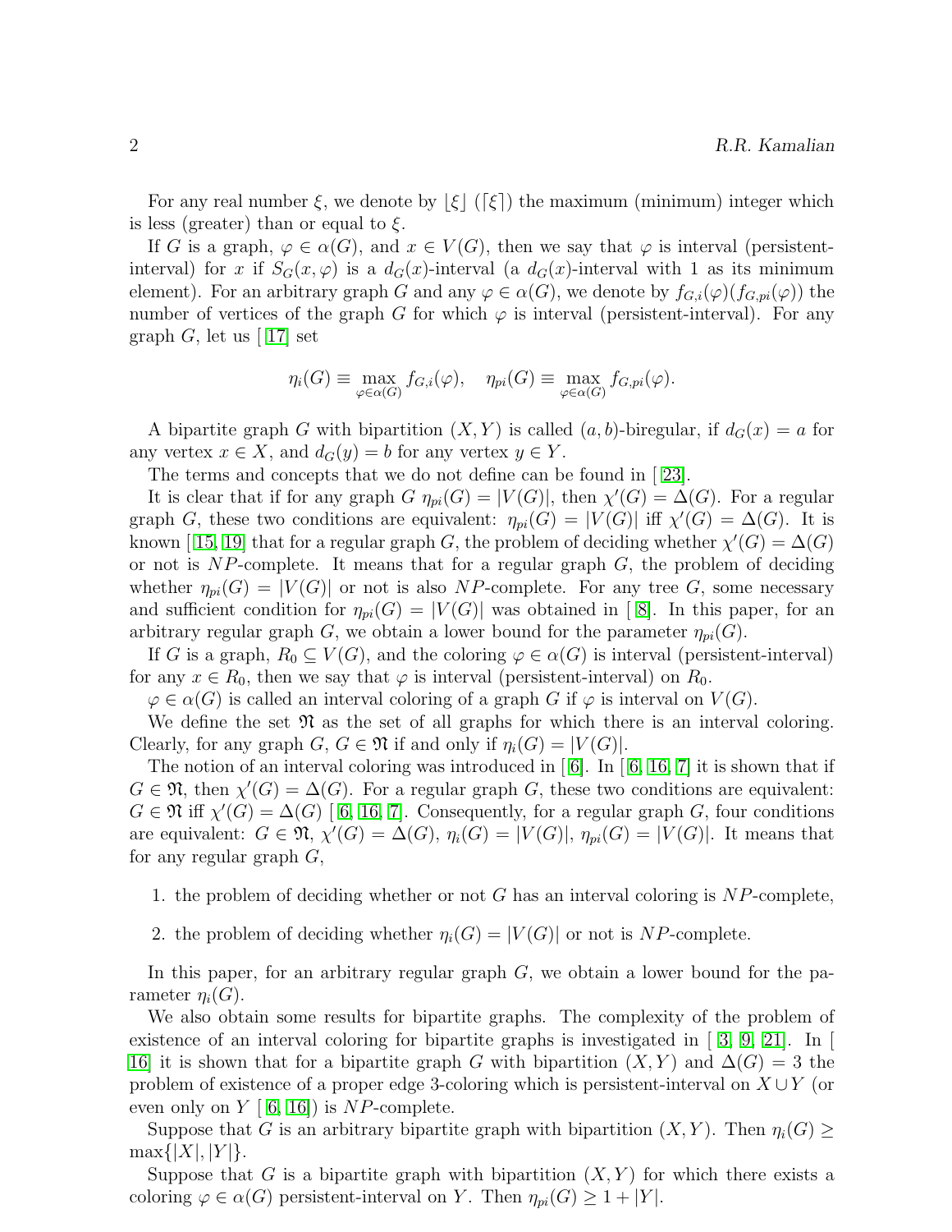For any real number $\xi$, we denote by $\lfloor \xi \rfloor$ ($\lceil \xi \rceil$) the maximum (minimum) integer which is less (greater) than or equal to $\xi$.

If $G$ is a graph, $\varphi \in \alpha(G)$, and $x \in V(G)$, then we say that $\varphi$ is interval (persistent-interval) for $x$ if $S_G(x, \varphi)$ is a $d_G(x)$-interval (a $d_G(x)$-interval with 1 as its minimum element). For an arbitrary graph $G$ and any $\varphi \in \alpha(G)$, we denote by $f_{G,i}(\varphi)(f_{G,pi}(\varphi))$ the number of vertices of the graph $G$ for which $\varphi$ is interval (persistent-interval). For any graph $G$, let us [ [17] set

$$\eta_i(G) \equiv \max_{\varphi \in \alpha(G)} f_{G,i}(\varphi), \quad \eta_{pi}(G) \equiv \max_{\varphi \in \alpha(G)} f_{G,pi}(\varphi).$$

A bipartite graph $G$ with bipartition $(X, Y)$ is called $(a, b)$-biregular, if $d_G(x) = a$ for any vertex $x \in X$, and $d_G(y) = b$ for any vertex $y \in Y$.

The terms and concepts that we do not define can be found in [ [23].

It is clear that if for any graph $G$ $\eta_{pi}(G) = |V(G)|$, then $\chi'(G) = \Delta(G)$. For a regular graph $G$, these two conditions are equivalent: $\eta_{pi}(G) = |V(G)|$ iff $\chi'(G) = \Delta(G)$. It is known [ [15, 19] that for a regular graph $G$, the problem of deciding whether $\chi'(G) = \Delta(G)$ or not is $NP$-complete. It means that for a regular graph $G$, the problem of deciding whether $\eta_{pi}(G) = |V(G)|$ or not is also $NP$-complete. For any tree $G$, some necessary and sufficient condition for $\eta_{pi}(G) = |V(G)|$ was obtained in [ [8]. In this paper, for an arbitrary regular graph $G$, we obtain a lower bound for the parameter $\eta_{pi}(G)$.

If $G$ is a graph, $R_0 \subseteq V(G)$, and the coloring $\varphi \in \alpha(G)$ is interval (persistent-interval) for any $x \in R_0$, then we say that $\varphi$ is interval (persistent-interval) on $R_0$.

$\varphi \in \alpha(G)$ is called an interval coloring of a graph $G$ if $\varphi$ is interval on $V(G)$.

We define the set $\mathfrak{N}$ as the set of all graphs for which there is an interval coloring. Clearly, for any graph $G$, $G \in \mathfrak{N}$ if and only if $\eta_i(G) = |V(G)|$.

The notion of an interval coloring was introduced in [ [6]. In [ [6, 16, 7] it is shown that if $G \in \mathfrak{N}$, then $\chi'(G) = \Delta(G)$. For a regular graph $G$, these two conditions are equivalent: $G \in \mathfrak{N}$ iff $\chi'(G) = \Delta(G)$ [ [6, 16, 7]. Consequently, for a regular graph $G$, four conditions are equivalent: $G \in \mathfrak{N}$, $\chi'(G) = \Delta(G)$, $\eta_i(G) = |V(G)|$, $\eta_{pi}(G) = |V(G)|$. It means that for any regular graph $G$,

1. the problem of deciding whether or not $G$ has an interval coloring is $NP$-complete,
2. the problem of deciding whether $\eta_i(G) = |V(G)|$ or not is $NP$-complete.

In this paper, for an arbitrary regular graph $G$, we obtain a lower bound for the parameter $\eta_i(G)$.

We also obtain some results for bipartite graphs. The complexity of the problem of existence of an interval coloring for bipartite graphs is investigated in [ [3, 9, 21]. In [ [16] it is shown that for a bipartite graph $G$ with bipartition $(X, Y)$ and $\Delta(G) = 3$ the problem of existence of a proper edge 3-coloring which is persistent-interval on $X \cup Y$ (or even only on $Y$ [ [6, 16]) is $NP$-complete.

Suppose that $G$ is an arbitrary bipartite graph with bipartition $(X, Y)$. Then $\eta_i(G) \geq \max\{|X|, |Y|\}$.

Suppose that $G$ is a bipartite graph with bipartition $(X, Y)$ for which there exists a coloring $\varphi \in \alpha(G)$ persistent-interval on $Y$. Then $\eta_{pi}(G) \geq 1 + |Y|$.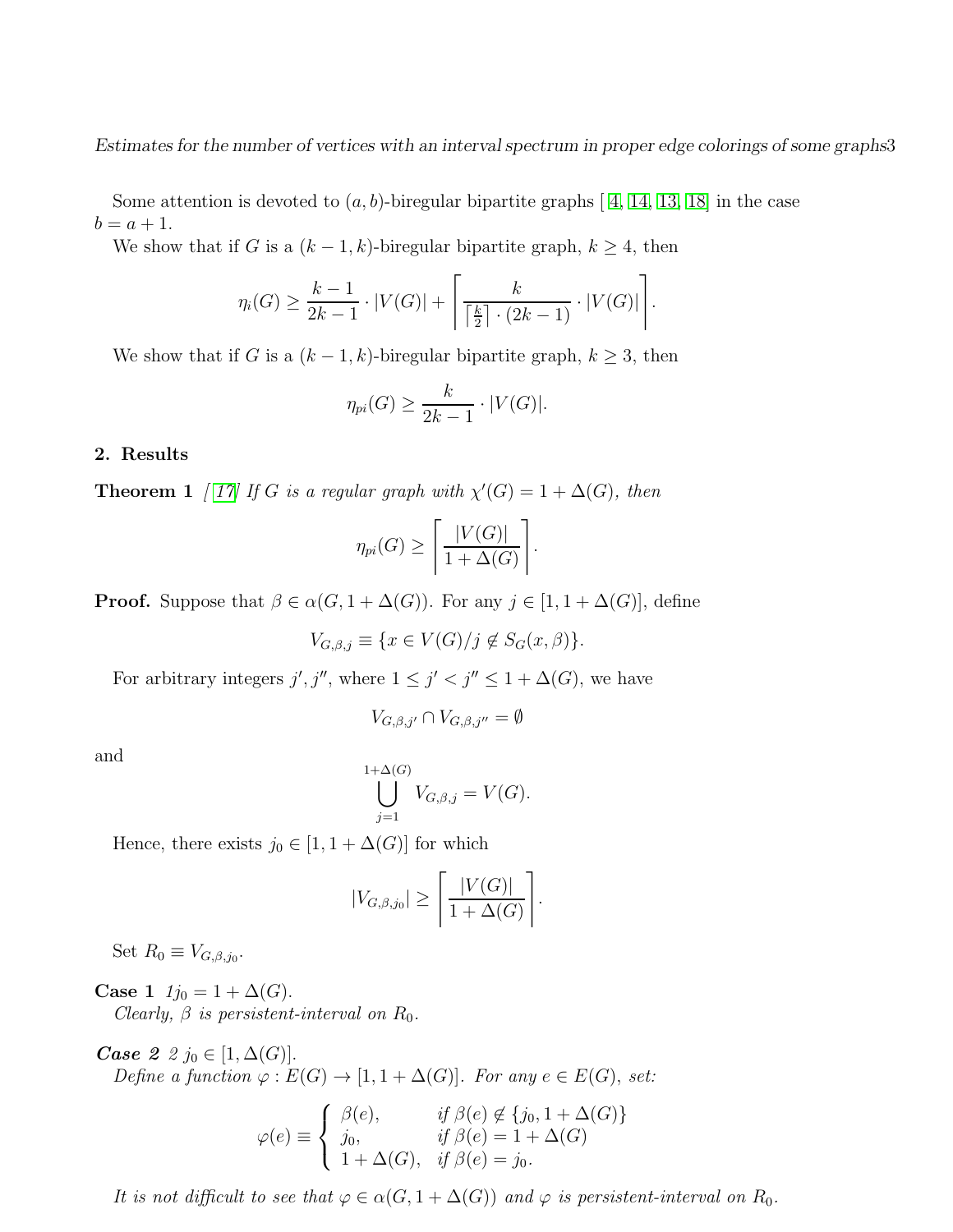Some attention is devoted to $(a, b)$-biregular bipartite graphs [ [4, 14, 13, 18] in the case $b = a + 1$.

We show that if $G$ is a $(k-1, k)$-biregular bipartite graph, $k \geq 4$, then

$$\eta_i(G) \geq \frac{k-1}{2k-1} \cdot |V(G)| + \left\lceil \frac{k}{\lceil \frac{k}{2} \rceil \cdot (2k-1)} \cdot |V(G)| \right\rceil.$$

We show that if $G$ is a $(k-1, k)$-biregular bipartite graph, $k \geq 3$, then

$$\eta_{pi}(G) \geq \frac{k}{2k-1} \cdot |V(G)|.$$

## 2. Results

**Theorem 1** *[ [17] If $G$ is a regular graph with $\chi'(G) = 1 + \Delta(G)$, then*

$$\eta_{pi}(G) \geq \left\lceil \frac{|V(G)|}{1 + \Delta(G)} \right\rceil.$$

**Proof.** Suppose that $\beta \in \alpha(G, 1 + \Delta(G))$. For any $j \in [1, 1 + \Delta(G)]$, define

$$V_{G,\beta,j} \equiv \{x \in V(G) / j \notin S_G(x, \beta)\}.$$

For arbitrary integers $j', j''$, where $1 \leq j' < j'' \leq 1 + \Delta(G)$, we have

$$V_{G,\beta,j'} \cap V_{G,\beta,j''} = \emptyset$$

and

$$\bigcup_{j=1}^{1+\Delta(G)} V_{G,\beta,j} = V(G).$$

Hence, there exists $j_0 \in [1, 1 + \Delta(G)]$ for which

$$|V_{G,\beta,j_0}| \geq \left\lceil \frac{|V(G)|}{1 + \Delta(G)} \right\rceil.$$

Set $R_0 \equiv V_{G,\beta,j_0}$.

**Case 1** *1$j_0 = 1 + \Delta(G)$.*
*Clearly, $\beta$ is persistent-interval on $R_0$.*

***Case 2*** *2 $j_0 \in [1, \Delta(G)]$.*
*Define a function $\varphi : E(G) \to [1, 1 + \Delta(G)]$. For any $e \in E(G)$, set:*

$$\varphi(e) \equiv \begin{cases} \beta(e), & \text{if } \beta(e) \notin \{j_0, 1 + \Delta(G)\} \\ j_0, & \text{if } \beta(e) = 1 + \Delta(G) \\ 1 + \Delta(G), & \text{if } \beta(e) = j_0. \end{cases}$$

*It is not difficult to see that $\varphi \in \alpha(G, 1 + \Delta(G))$ and $\varphi$ is persistent-interval on $R_0$.*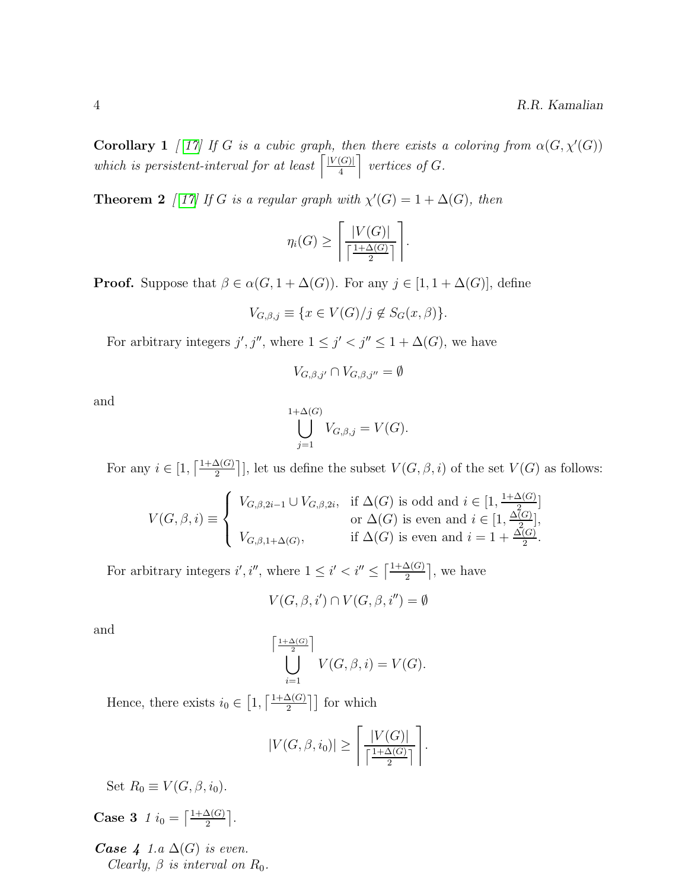**Corollary 1** *[[17]] If $G$ is a cubic graph, then there exists a coloring from $\alpha(G,\chi'(G))$ which is persistent-interval for at least $\left\lceil \frac{|V(G)|}{4} \right\rceil$ vertices of $G$.*

**Theorem 2** *[[17]] If $G$ is a regular graph with $\chi'(G) = 1 + \Delta(G)$, then*

$$\eta_i(G) \geq \left\lceil \frac{|V(G)|}{\lceil \frac{1+\Delta(G)}{2} \rceil} \right\rceil.$$

**Proof.** Suppose that $\beta \in \alpha(G, 1+\Delta(G))$. For any $j \in [1, 1+\Delta(G)]$, define

$$V_{G,\beta,j} \equiv \{x \in V(G)/j \notin S_G(x,\beta)\}.$$

For arbitrary integers $j', j''$, where $1 \leq j' < j'' \leq 1 + \Delta(G)$, we have

$$V_{G,\beta,j'} \cap V_{G,\beta,j''} = \emptyset$$

and

$$\bigcup_{j=1}^{1+\Delta(G)} V_{G,\beta,j} = V(G).$$

For any $i \in [1, \lceil \frac{1+\Delta(G)}{2} \rceil]$, let us define the subset $V(G,\beta,i)$ of the set $V(G)$ as follows:

$$V(G,\beta,i) \equiv \begin{cases} V_{G,\beta,2i-1} \cup V_{G,\beta,2i}, & \text{if } \Delta(G) \text{ is odd and } i \in [1, \frac{1+\Delta(G)}{2}] \\ & \text{or } \Delta(G) \text{ is even and } i \in [1, \frac{\Delta(G)}{2}], \\ V_{G,\beta,1+\Delta(G)}, & \text{if } \Delta(G) \text{ is even and } i = 1 + \frac{\Delta(G)}{2}. \end{cases}$$

For arbitrary integers $i', i''$, where $1 \leq i' < i'' \leq \lceil \frac{1+\Delta(G)}{2} \rceil$, we have

$$V(G,\beta,i') \cap V(G,\beta,i'') = \emptyset$$

and

$$\bigcup_{i=1}^{\lceil \frac{1+\Delta(G)}{2} \rceil} V(G,\beta,i) = V(G).$$

Hence, there exists $i_0 \in \left[1, \lceil \frac{1+\Delta(G)}{2} \rceil\right]$ for which

$$|V(G,\beta,i_0)| \geq \left\lceil \frac{|V(G)|}{\lceil \frac{1+\Delta(G)}{2} \rceil} \right\rceil.$$

Set $R_0 \equiv V(G,\beta,i_0)$.

**Case 3** *1* $i_0 = \lceil \frac{1+\Delta(G)}{2} \rceil$.

***Case 4*** *1.a $\Delta(G)$ is even.*
*Clearly, $\beta$ is interval on $R_0$.*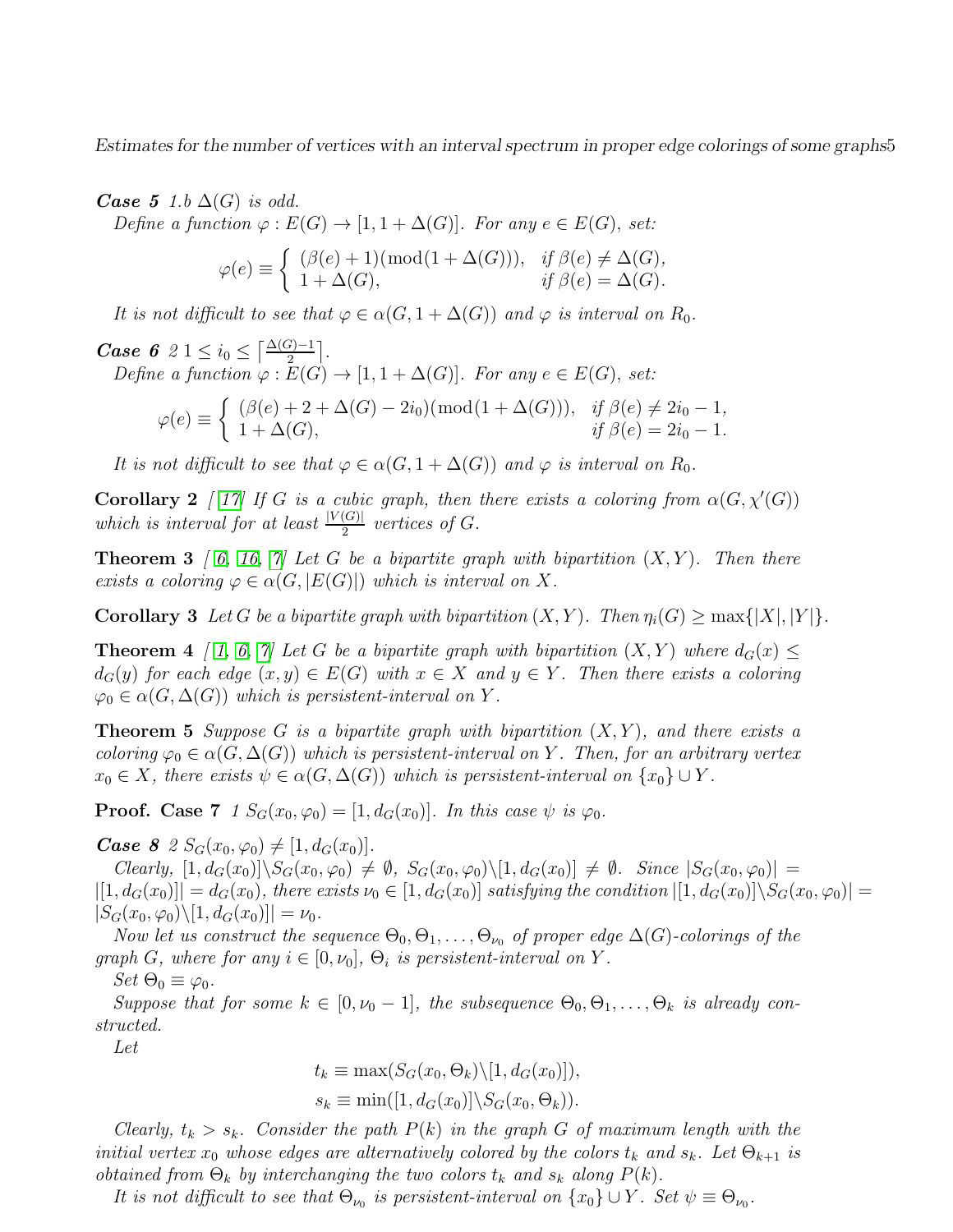***Case 5*** *1.b $\Delta(G)$ is odd.*

*Define a function $\varphi : E(G) \to [1, 1 + \Delta(G)]$. For any $e \in E(G)$, set:*

$$\varphi(e) \equiv \begin{cases} (\beta(e) + 1)(\mathrm{mod}(1 + \Delta(G))), & \text{if } \beta(e) \neq \Delta(G), \\ 1 + \Delta(G), & \text{if } \beta(e) = \Delta(G). \end{cases}$$

*It is not difficult to see that $\varphi \in \alpha(G, 1 + \Delta(G))$ and $\varphi$ is interval on $R_0$.*

***Case 6*** *2 $1 \leq i_0 \leq \lceil \frac{\Delta(G)-1}{2} \rceil$.*

*Define a function $\varphi : E(G) \to [1, 1 + \Delta(G)]$. For any $e \in E(G)$, set:*

$$\varphi(e) \equiv \begin{cases} (\beta(e) + 2 + \Delta(G) - 2i_0)(\mathrm{mod}(1 + \Delta(G))), & \text{if } \beta(e) \neq 2i_0 - 1, \\ 1 + \Delta(G), & \text{if } \beta(e) = 2i_0 - 1. \end{cases}$$

*It is not difficult to see that $\varphi \in \alpha(G, 1 + \Delta(G))$ and $\varphi$ is interval on $R_0$.*

**Corollary 2** *[17] If $G$ is a cubic graph, then there exists a coloring from $\alpha(G, \chi'(G))$ which is interval for at least $\frac{|V(G)|}{2}$ vertices of $G$.*

**Theorem 3** *[6, 16, 7] Let $G$ be a bipartite graph with bipartition $(X, Y)$. Then there exists a coloring $\varphi \in \alpha(G, |E(G)|)$ which is interval on $X$.*

**Corollary 3** *Let $G$ be a bipartite graph with bipartition $(X, Y)$. Then $\eta_i(G) \geq \max\{|X|, |Y|\}$.*

**Theorem 4** *[1, 6, 7] Let $G$ be a bipartite graph with bipartition $(X, Y)$ where $d_G(x) \leq d_G(y)$ for each edge $(x, y) \in E(G)$ with $x \in X$ and $y \in Y$. Then there exists a coloring $\varphi_0 \in \alpha(G, \Delta(G))$ which is persistent-interval on $Y$.*

**Theorem 5** *Suppose $G$ is a bipartite graph with bipartition $(X, Y)$, and there exists a coloring $\varphi_0 \in \alpha(G, \Delta(G))$ which is persistent-interval on $Y$. Then, for an arbitrary vertex $x_0 \in X$, there exists $\psi \in \alpha(G, \Delta(G))$ which is persistent-interval on $\{x_0\} \cup Y$.*

**Proof. Case 7** *1 $S_G(x_0, \varphi_0) = [1, d_G(x_0)]$. In this case $\psi$ is $\varphi_0$.*

***Case 8*** *2 $S_G(x_0, \varphi_0) \neq [1, d_G(x_0)]$.*

*Clearly, $[1, d_G(x_0)] \backslash S_G(x_0, \varphi_0) \neq \emptyset$, $S_G(x_0, \varphi_0) \backslash [1, d_G(x_0)] \neq \emptyset$. Since $|S_G(x_0, \varphi_0)| = |[1, d_G(x_0)]| = d_G(x_0)$, there exists $\nu_0 \in [1, d_G(x_0)]$ satisfying the condition $|[1, d_G(x_0)] \backslash S_G(x_0, \varphi_0)| = |S_G(x_0, \varphi_0) \backslash [1, d_G(x_0)]| = \nu_0$.*

*Now let us construct the sequence $\Theta_0, \Theta_1, \ldots, \Theta_{\nu_0}$ of proper edge $\Delta(G)$-colorings of the graph $G$, where for any $i \in [0, \nu_0]$, $\Theta_i$ is persistent-interval on $Y$.*

*Set $\Theta_0 \equiv \varphi_0$.*

*Suppose that for some $k \in [0, \nu_0 - 1]$, the subsequence $\Theta_0, \Theta_1, \ldots, \Theta_k$ is already constructed.*

*Let*

$$t_k \equiv \max(S_G(x_0, \Theta_k) \backslash [1, d_G(x_0)]),$$
$$s_k \equiv \min([1, d_G(x_0)] \backslash S_G(x_0, \Theta_k)).$$

*Clearly, $t_k > s_k$. Consider the path $P(k)$ in the graph $G$ of maximum length with the initial vertex $x_0$ whose edges are alternatively colored by the colors $t_k$ and $s_k$. Let $\Theta_{k+1}$ is obtained from $\Theta_k$ by interchanging the two colors $t_k$ and $s_k$ along $P(k)$.*

*It is not difficult to see that $\Theta_{\nu_0}$ is persistent-interval on $\{x_0\} \cup Y$. Set $\psi \equiv \Theta_{\nu_0}$.*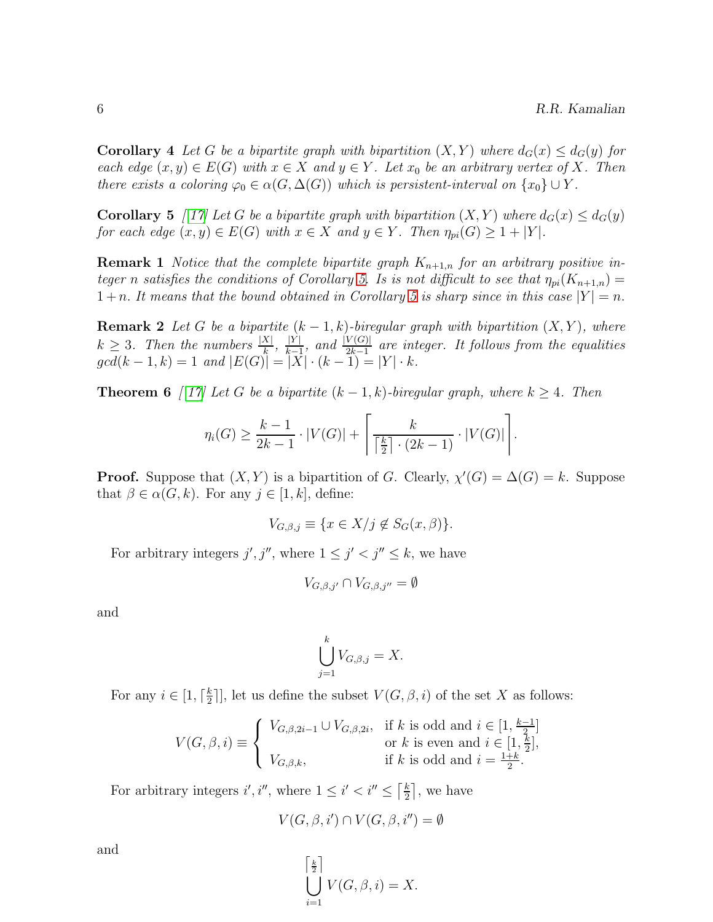**Corollary 4** *Let $G$ be a bipartite graph with bipartition $(X, Y)$ where $d_G(x) \leq d_G(y)$ for each edge $(x, y) \in E(G)$ with $x \in X$ and $y \in Y$. Let $x_0$ be an arbitrary vertex of $X$. Then there exists a coloring $\varphi_0 \in \alpha(G, \Delta(G))$ which is persistent-interval on $\{x_0\} \cup Y$.*

**Corollary 5** *[17] Let $G$ be a bipartite graph with bipartition $(X, Y)$ where $d_G(x) \leq d_G(y)$ for each edge $(x, y) \in E(G)$ with $x \in X$ and $y \in Y$. Then $\eta_{pi}(G) \geq 1 + |Y|$.*

**Remark 1** *Notice that the complete bipartite graph $K_{n+1,n}$ for an arbitrary positive integer $n$ satisfies the conditions of Corollary 5. Is is not difficult to see that $\eta_{pi}(K_{n+1,n}) = 1 + n$. It means that the bound obtained in Corollary 5 is sharp since in this case $|Y| = n$.*

**Remark 2** *Let $G$ be a bipartite $(k-1, k)$-biregular graph with bipartition $(X, Y)$, where $k \geq 3$. Then the numbers $\frac{|X|}{k}$, $\frac{|Y|}{k-1}$, and $\frac{|V(G)|}{2k-1}$ are integer. It follows from the equalities $gcd(k-1, k) = 1$ and $|E(G)| = |X| \cdot (k-1) = |Y| \cdot k$.*

**Theorem 6** *[17] Let $G$ be a bipartite $(k-1, k)$-biregular graph, where $k \geq 4$. Then*

$$\eta_i(G) \geq \frac{k-1}{2k-1} \cdot |V(G)| + \left\lceil \frac{k}{\lceil \frac{k}{2} \rceil \cdot (2k-1)} \cdot |V(G)| \right\rceil.$$

**Proof.** Suppose that $(X, Y)$ is a bipartition of $G$. Clearly, $\chi'(G) = \Delta(G) = k$. Suppose that $\beta \in \alpha(G, k)$. For any $j \in [1, k]$, define:

$$V_{G,\beta,j} \equiv \{x \in X / j \notin S_G(x, \beta)\}.$$

For arbitrary integers $j', j''$, where $1 \leq j' < j'' \leq k$, we have

$$V_{G,\beta,j'} \cap V_{G,\beta,j''} = \emptyset$$

and

$$\bigcup_{j=1}^{k} V_{G,\beta,j} = X.$$

For any $i \in [1, \lceil \frac{k}{2} \rceil]$, let us define the subset $V(G, \beta, i)$ of the set $X$ as follows:

$$V(G, \beta, i) \equiv \begin{cases} V_{G,\beta,2i-1} \cup V_{G,\beta,2i}, & \text{if } k \text{ is odd and } i \in [1, \frac{k-1}{2}] \\ & \text{or } k \text{ is even and } i \in [1, \frac{k}{2}], \\ V_{G,\beta,k}, & \text{if } k \text{ is odd and } i = \frac{1+k}{2}. \end{cases}$$

For arbitrary integers $i', i''$, where $1 \leq i' < i'' \leq \lceil \frac{k}{2} \rceil$, we have

$$V(G, \beta, i') \cap V(G, \beta, i'') = \emptyset$$

and

$$\bigcup_{i=1}^{\lceil \frac{k}{2} \rceil} V(G, \beta, i) = X.$$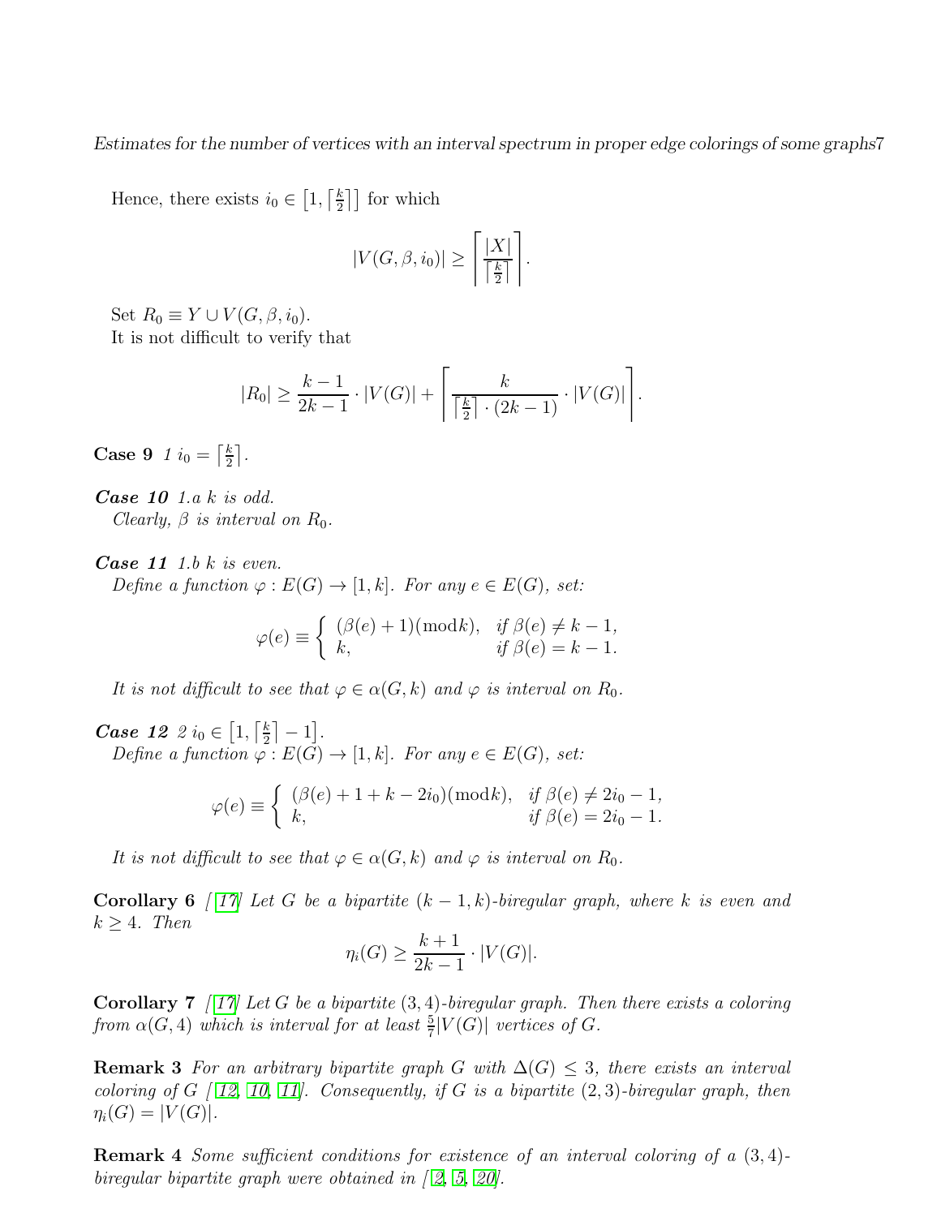Hence, there exists $i_0 \in \left[1, \lceil \frac{k}{2} \rceil\right]$ for which

$$|V(G,\beta,i_0)| \geq \left\lceil \frac{|X|}{\lceil \frac{k}{2} \rceil} \right\rceil.$$

Set $R_0 \equiv Y \cup V(G,\beta,i_0)$.
It is not difficult to verify that

$$|R_0| \geq \frac{k-1}{2k-1} \cdot |V(G)| + \left\lceil \frac{k}{\lceil \frac{k}{2} \rceil \cdot (2k-1)} \cdot |V(G)| \right\rceil.$$

**Case 9** *1 $i_0 = \lceil \frac{k}{2} \rceil$.*

***Case 10*** *1.a $k$ is odd.*
*Clearly, $\beta$ is interval on $R_0$.*

***Case 11*** *1.b $k$ is even.*
*Define a function $\varphi : E(G) \to [1,k]$. For any $e \in E(G)$, set:*

$$\varphi(e) \equiv \begin{cases} (\beta(e)+1)(\mathrm{mod} k), & \text{if } \beta(e) \neq k-1, \\ k, & \text{if } \beta(e) = k-1. \end{cases}$$

*It is not difficult to see that $\varphi \in \alpha(G,k)$ and $\varphi$ is interval on $R_0$.*

***Case 12*** *2 $i_0 \in \left[1, \lceil \frac{k}{2} \rceil - 1\right]$.*
*Define a function $\varphi : E(G) \to [1,k]$. For any $e \in E(G)$, set:*

$$\varphi(e) \equiv \begin{cases} (\beta(e)+1+k-2i_0)(\mathrm{mod} k), & \text{if } \beta(e) \neq 2i_0-1, \\ k, & \text{if } \beta(e) = 2i_0-1. \end{cases}$$

*It is not difficult to see that $\varphi \in \alpha(G,k)$ and $\varphi$ is interval on $R_0$.*

**Corollary 6** *[[17]] Let $G$ be a bipartite $(k-1,k)$-biregular graph, where $k$ is even and $k \geq 4$. Then*

$$\eta_i(G) \geq \frac{k+1}{2k-1} \cdot |V(G)|.$$

**Corollary 7** *[[17]] Let $G$ be a bipartite $(3,4)$-biregular graph. Then there exists a coloring from $\alpha(G,4)$ which is interval for at least $\frac{5}{7}|V(G)|$ vertices of $G$.*

**Remark 3** *For an arbitrary bipartite graph $G$ with $\Delta(G) \leq 3$, there exists an interval coloring of $G$ [[12, 10, 11]]. Consequently, if $G$ is a bipartite $(2,3)$-biregular graph, then $\eta_i(G) = |V(G)|$.*

**Remark 4** *Some sufficient conditions for existence of an interval coloring of a $(3,4)$-biregular bipartite graph were obtained in [[2, 5, 20]].*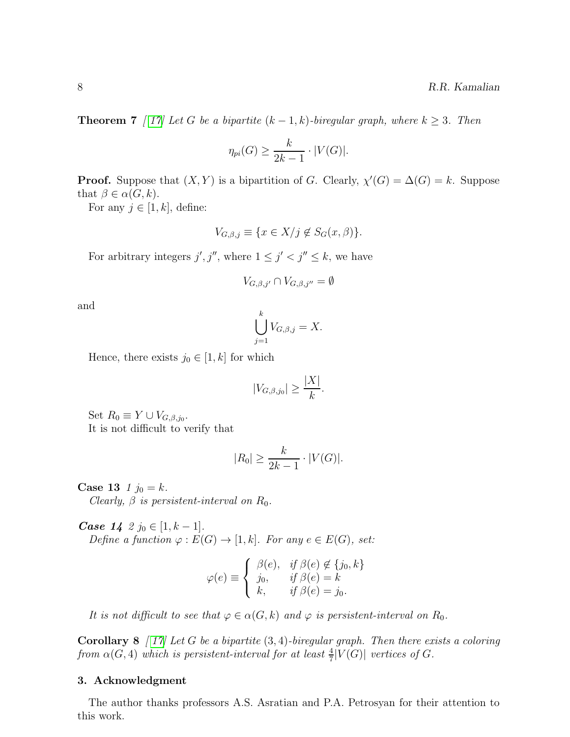**Theorem 7** *[17] Let $G$ be a bipartite $(k-1,k)$-biregular graph, where $k \geq 3$. Then*

$$\eta_{pi}(G) \geq \frac{k}{2k-1} \cdot |V(G)|.$$

**Proof.** Suppose that $(X,Y)$ is a bipartition of $G$. Clearly, $\chi'(G) = \Delta(G) = k$. Suppose that $\beta \in \alpha(G,k)$.

For any $j \in [1,k]$, define:

$$V_{G,\beta,j} \equiv \{x \in X / j \notin S_G(x,\beta)\}.$$

For arbitrary integers $j', j''$, where $1 \leq j' < j'' \leq k$, we have

$$V_{G,\beta,j'} \cap V_{G,\beta,j''} = \emptyset$$

and

$$\bigcup_{j=1}^{k} V_{G,\beta,j} = X.$$

Hence, there exists $j_0 \in [1,k]$ for which

$$|V_{G,\beta,j_0}| \geq \frac{|X|}{k}.$$

Set $R_0 \equiv Y \cup V_{G,\beta,j_0}$.

It is not difficult to verify that

$$|R_0| \geq \frac{k}{2k-1} \cdot |V(G)|.$$

**Case 13** *1 $j_0 = k$.*

*Clearly, $\beta$ is persistent-interval on $R_0$.*

***Case 14*** *2 $j_0 \in [1,k-1]$.*

*Define a function $\varphi : E(G) \to [1,k]$. For any $e \in E(G)$, set:*

$$\varphi(e) \equiv \begin{cases} \beta(e), & \text{if } \beta(e) \notin \{j_0, k\} \\ j_0, & \text{if } \beta(e) = k \\ k, & \text{if } \beta(e) = j_0. \end{cases}$$

*It is not difficult to see that $\varphi \in \alpha(G,k)$ and $\varphi$ is persistent-interval on $R_0$.*

**Corollary 8** *[17] Let $G$ be a bipartite $(3,4)$-biregular graph. Then there exists a coloring from $\alpha(G,4)$ which is persistent-interval for at least $\frac{4}{7}|V(G)|$ vertices of $G$.*

## 3. Acknowledgment

The author thanks professors A.S. Asratian and P.A. Petrosyan for their attention to this work.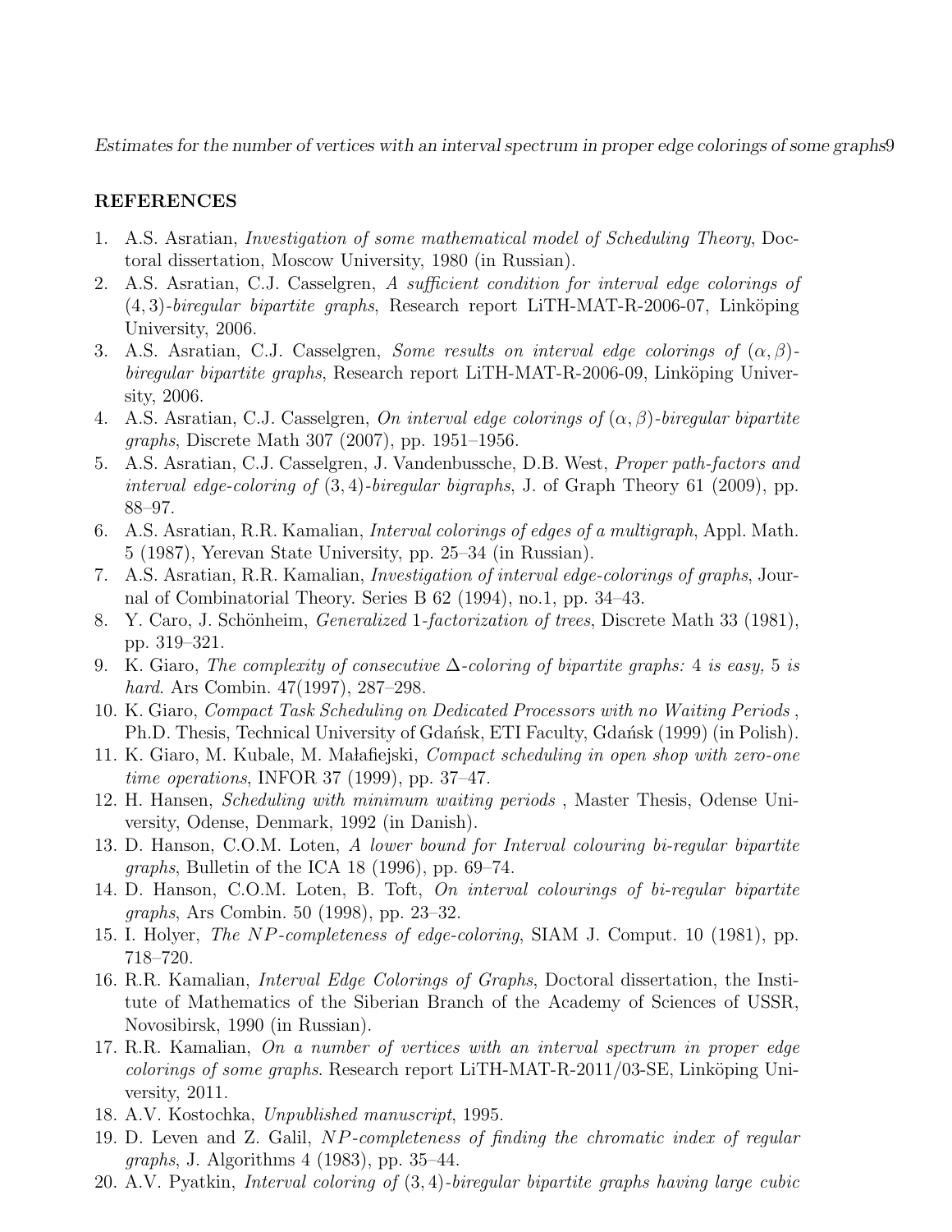## REFERENCES

1. A.S. Asratian, *Investigation of some mathematical model of Scheduling Theory*, Doctoral dissertation, Moscow University, 1980 (in Russian).
2. A.S. Asratian, C.J. Casselgren, *A sufficient condition for interval edge colorings of* $(4,3)$*-biregular bipartite graphs*, Research report LiTH-MAT-R-2006-07, Linköping University, 2006.
3. A.S. Asratian, C.J. Casselgren, *Some results on interval edge colorings of* $(\alpha, \beta)$*-biregular bipartite graphs*, Research report LiTH-MAT-R-2006-09, Linköping University, 2006.
4. A.S. Asratian, C.J. Casselgren, *On interval edge colorings of* $(\alpha, \beta)$*-biregular bipartite graphs*, Discrete Math 307 (2007), pp. 1951–1956.
5. A.S. Asratian, C.J. Casselgren, J. Vandenbussche, D.B. West, *Proper path-factors and interval edge-coloring of* $(3,4)$*-biregular bigraphs*, J. of Graph Theory 61 (2009), pp. 88–97.
6. A.S. Asratian, R.R. Kamalian, *Interval colorings of edges of a multigraph*, Appl. Math. 5 (1987), Yerevan State University, pp. 25–34 (in Russian).
7. A.S. Asratian, R.R. Kamalian, *Investigation of interval edge-colorings of graphs*, Journal of Combinatorial Theory. Series B 62 (1994), no.1, pp. 34–43.
8. Y. Caro, J. Schönheim, *Generalized* 1*-factorization of trees*, Discrete Math 33 (1981), pp. 319–321.
9. K. Giaro, *The complexity of consecutive* $\Delta$*-coloring of bipartite graphs:* 4 *is easy,* 5 *is hard*. Ars Combin. 47(1997), 287–298.
10. K. Giaro, *Compact Task Scheduling on Dedicated Processors with no Waiting Periods* , Ph.D. Thesis, Technical University of Gdańsk, ETI Faculty, Gdańsk (1999) (in Polish).
11. K. Giaro, M. Kubale, M. Małafiejski, *Compact scheduling in open shop with zero-one time operations*, INFOR 37 (1999), pp. 37–47.
12. H. Hansen, *Scheduling with minimum waiting periods* , Master Thesis, Odense University, Odense, Denmark, 1992 (in Danish).
13. D. Hanson, C.O.M. Loten, *A lower bound for Interval colouring bi-regular bipartite graphs*, Bulletin of the ICA 18 (1996), pp. 69–74.
14. D. Hanson, C.O.M. Loten, B. Toft, *On interval colourings of bi-regular bipartite graphs*, Ars Combin. 50 (1998), pp. 23–32.
15. I. Holyer, *The* $NP$*-completeness of edge-coloring*, SIAM J. Comput. 10 (1981), pp. 718–720.
16. R.R. Kamalian, *Interval Edge Colorings of Graphs*, Doctoral dissertation, the Institute of Mathematics of the Siberian Branch of the Academy of Sciences of USSR, Novosibirsk, 1990 (in Russian).
17. R.R. Kamalian, *On a number of vertices with an interval spectrum in proper edge colorings of some graphs*. Research report LiTH-MAT-R-2011/03-SE, Linköping University, 2011.
18. A.V. Kostochka, *Unpublished manuscript*, 1995.
19. D. Leven and Z. Galil, $NP$*-completeness of finding the chromatic index of regular graphs*, J. Algorithms 4 (1983), pp. 35–44.
20. A.V. Pyatkin, *Interval coloring of* $(3,4)$*-biregular bipartite graphs having large cubic*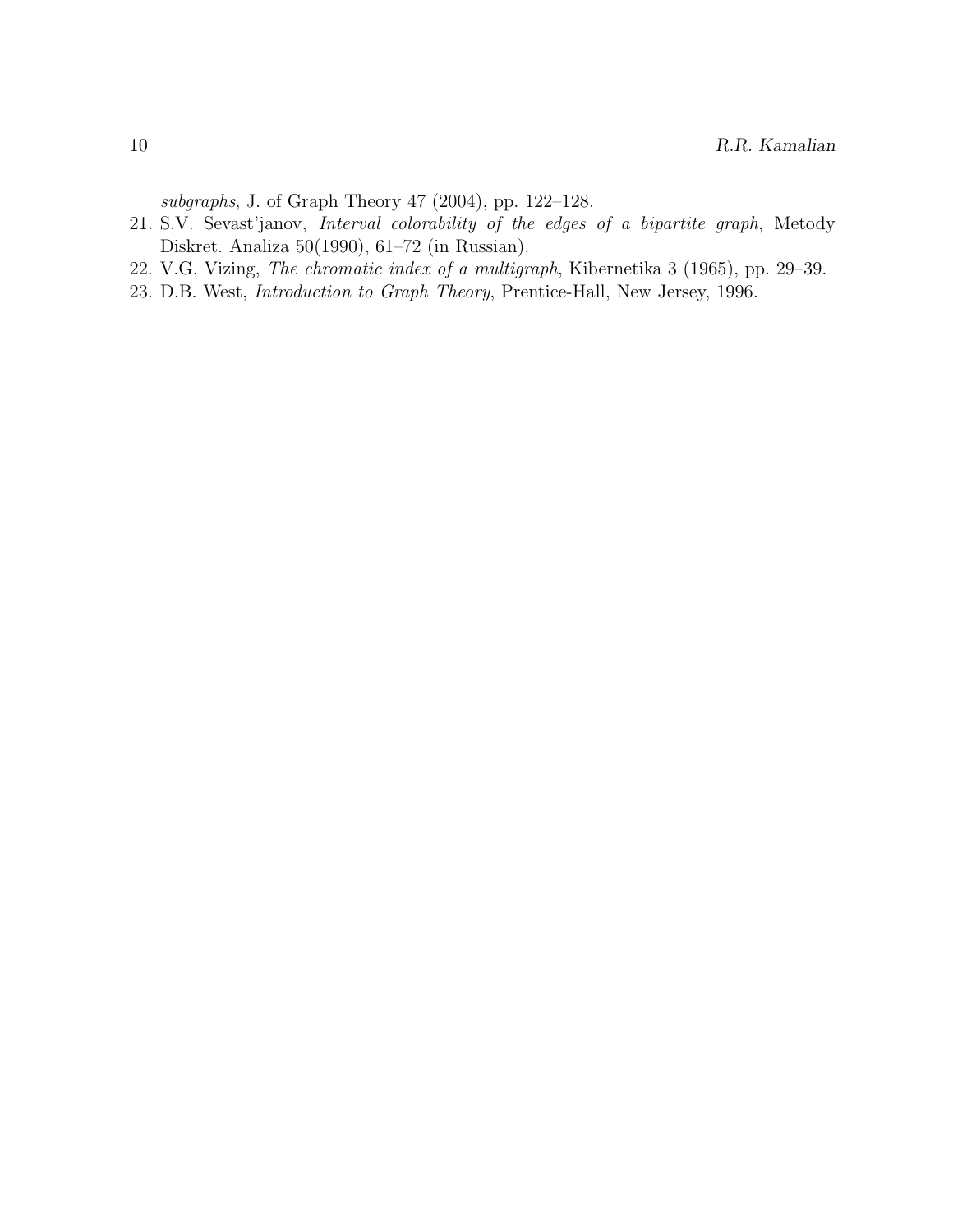*subgraphs*, J. of Graph Theory 47 (2004), pp. 122–128.

21. S.V. Sevast'janov, *Interval colorability of the edges of a bipartite graph*, Metody Diskret. Analiza 50(1990), 61–72 (in Russian).
22. V.G. Vizing, *The chromatic index of a multigraph*, Kibernetika 3 (1965), pp. 29–39.
23. D.B. West, *Introduction to Graph Theory*, Prentice-Hall, New Jersey, 1996.